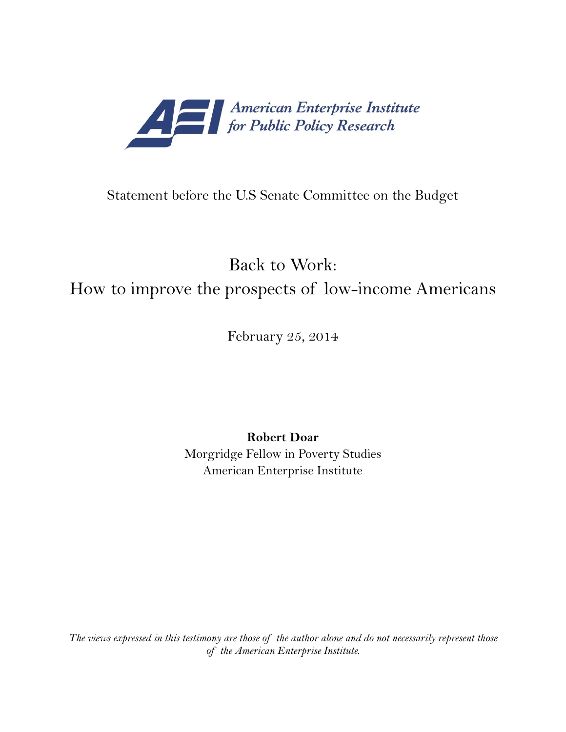American Enterprise Institute for Public Policy Research

Statement before the U.S Senate Committee on the Budget

# Back to Work: How to improve the prospects of low-income Americans

February 25, 2014

**Robert Doar**
Morgridge Fellow in Poverty Studies
American Enterprise Institute

*The views expressed in this testimony are those of the author alone and do not necessarily represent those of the American Enterprise Institute.*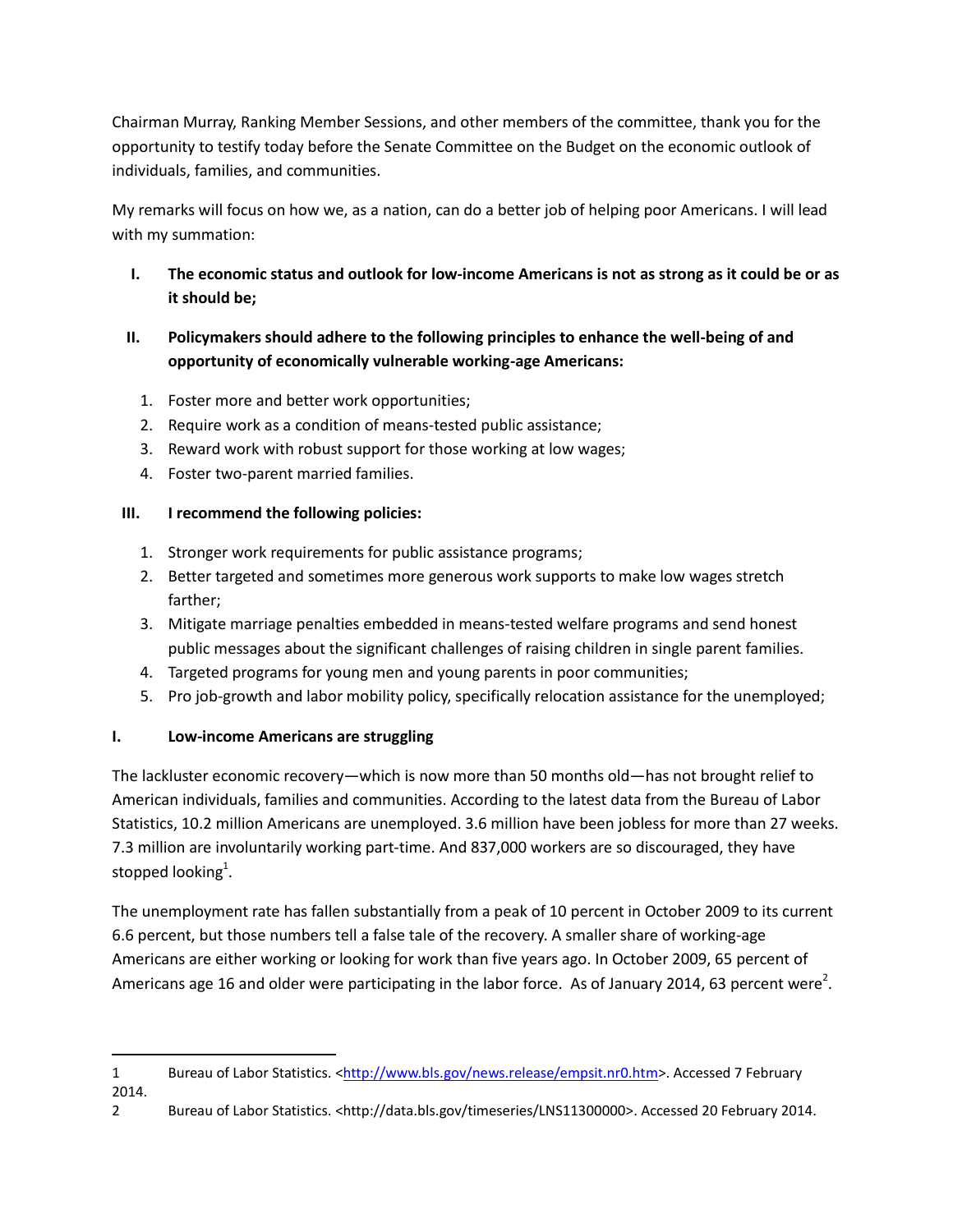Chairman Murray, Ranking Member Sessions, and other members of the committee, thank you for the opportunity to testify today before the Senate Committee on the Budget on the economic outlook of individuals, families, and communities.

My remarks will focus on how we, as a nation, can do a better job of helping poor Americans. I will lead with my summation:

I. **The economic status and outlook for low-income Americans is not as strong as it could be or as it should be;**

II. **Policymakers should adhere to the following principles to enhance the well-being of and opportunity of economically vulnerable working-age Americans:**

   1. Foster more and better work opportunities;
   2. Require work as a condition of means-tested public assistance;
   3. Reward work with robust support for those working at low wages;
   4. Foster two-parent married families.

III. **I recommend the following policies:**

   1. Stronger work requirements for public assistance programs;
   2. Better targeted and sometimes more generous work supports to make low wages stretch farther;
   3. Mitigate marriage penalties embedded in means-tested welfare programs and send honest public messages about the significant challenges of raising children in single parent families.
   4. Targeted programs for young men and young parents in poor communities;
   5. Pro job-growth and labor mobility policy, specifically relocation assistance for the unemployed;

## I. Low-income Americans are struggling

The lackluster economic recovery—which is now more than 50 months old—has not brought relief to American individuals, families and communities. According to the latest data from the Bureau of Labor Statistics, 10.2 million Americans are unemployed. 3.6 million have been jobless for more than 27 weeks. 7.3 million are involuntarily working part-time. And 837,000 workers are so discouraged, they have stopped looking[1].

The unemployment rate has fallen substantially from a peak of 10 percent in October 2009 to its current 6.6 percent, but those numbers tell a false tale of the recovery. A smaller share of working-age Americans are either working or looking for work than five years ago. In October 2009, 65 percent of Americans age 16 and older were participating in the labor force. As of January 2014, 63 percent were[2].

---

1 Bureau of Labor Statistics. <http://www.bls.gov/news.release/empsit.nr0.htm>. Accessed 7 February 2014.

2 Bureau of Labor Statistics. <http://data.bls.gov/timeseries/LNS11300000>. Accessed 20 February 2014.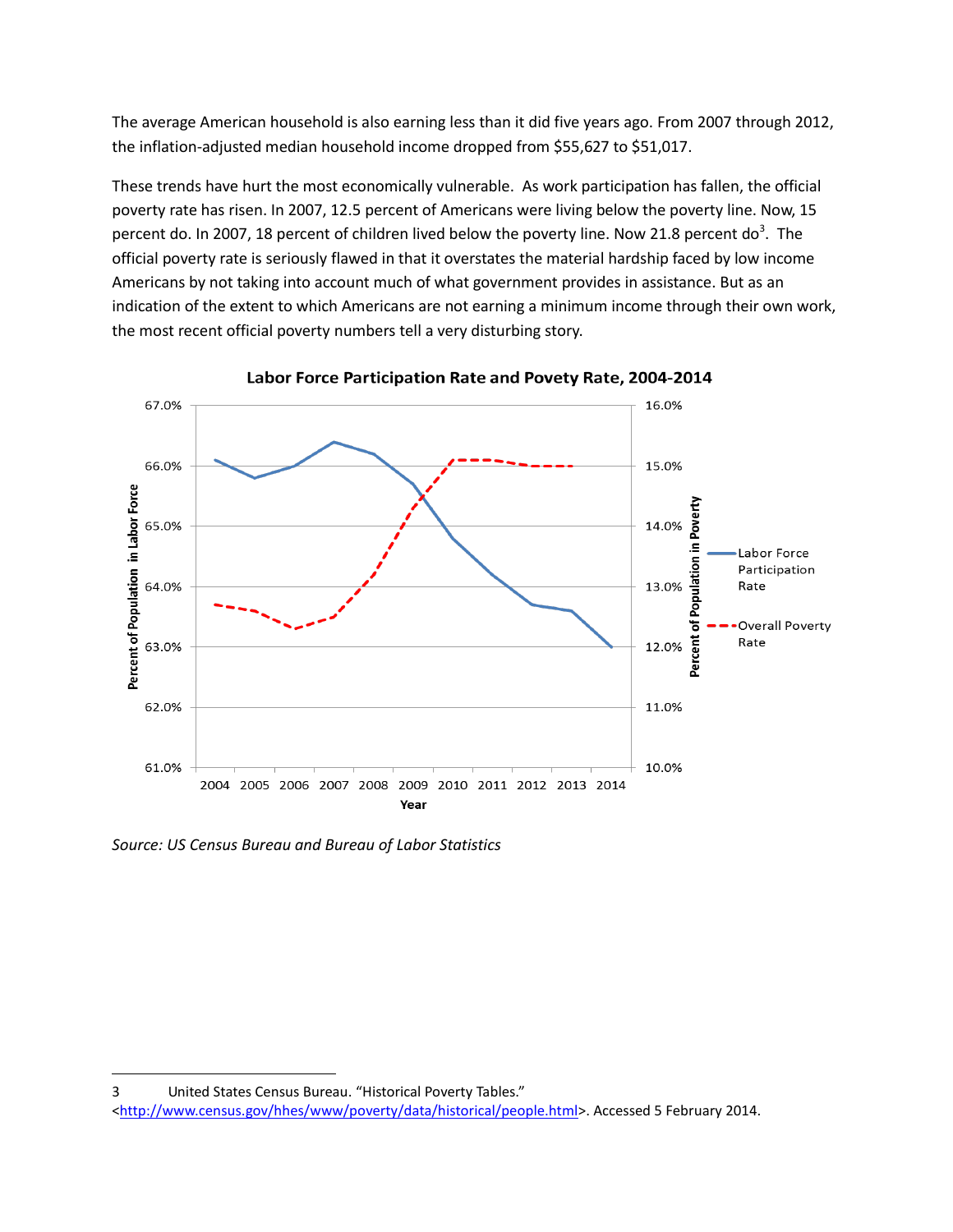The average American household is also earning less than it did five years ago. From 2007 through 2012, the inflation-adjusted median household income dropped from $55,627 to $51,017.

These trends have hurt the most economically vulnerable. As work participation has fallen, the official poverty rate has risen. In 2007, 12.5 percent of Americans were living below the poverty line. Now, 15 percent do. In 2007, 18 percent of children lived below the poverty line. Now 21.8 percent do[3]. The official poverty rate is seriously flawed in that it overstates the material hardship faced by low income Americans by not taking into account much of what government provides in assistance. But as an indication of the extent to which Americans are not earning a minimum income through their own work, the most recent official poverty numbers tell a very disturbing story.

**Labor Force Participation Rate and Povety Rate, 2004-2014**

*Source: US Census Bureau and Bureau of Labor Statistics*

---

3 United States Census Bureau. "Historical Poverty Tables." <http://www.census.gov/hhes/www/poverty/data/historical/people.html>. Accessed 5 February 2014.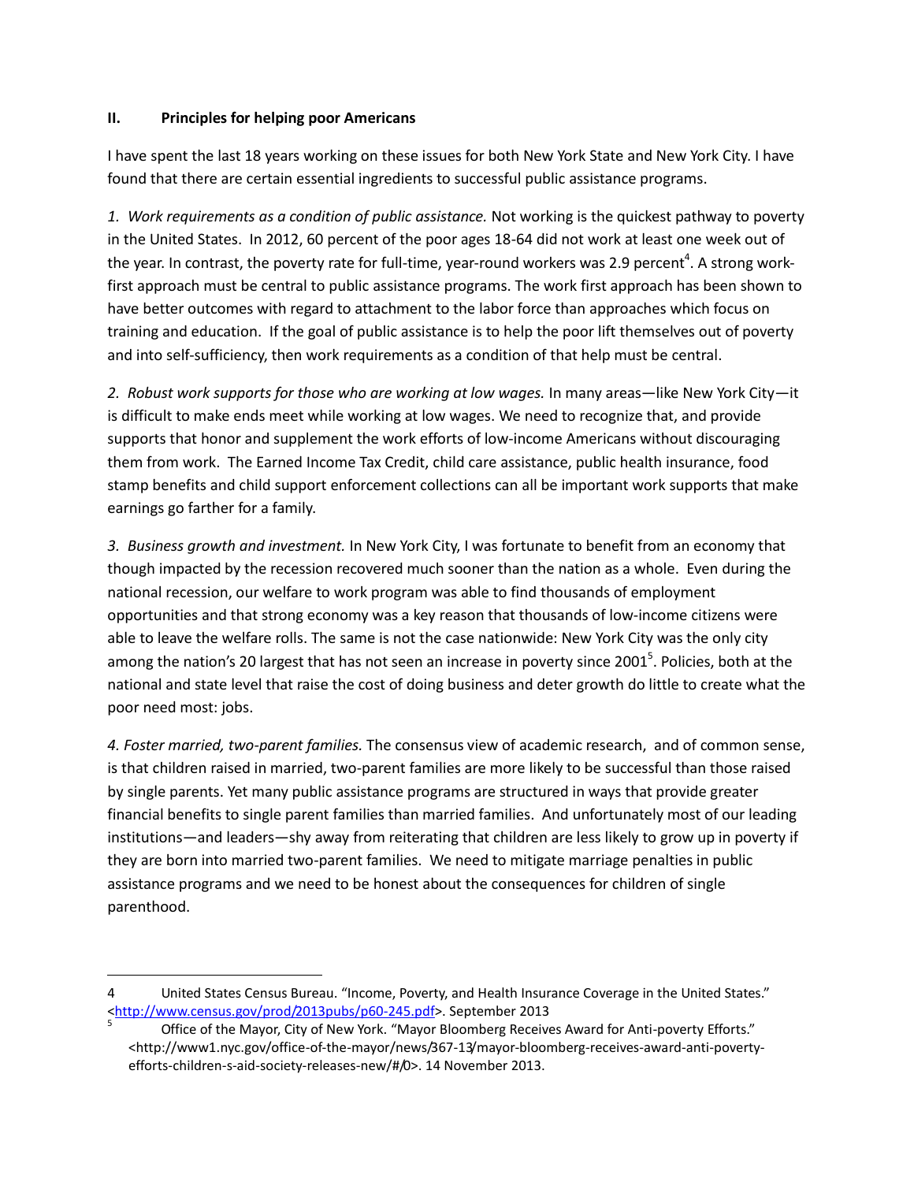## II. Principles for helping poor Americans

I have spent the last 18 years working on these issues for both New York State and New York City. I have found that there are certain essential ingredients to successful public assistance programs.

*1. Work requirements as a condition of public assistance.* Not working is the quickest pathway to poverty in the United States. In 2012, 60 percent of the poor ages 18-64 did not work at least one week out of the year. In contrast, the poverty rate for full-time, year-round workers was 2.9 percent[4]. A strong work-first approach must be central to public assistance programs. The work first approach has been shown to have better outcomes with regard to attachment to the labor force than approaches which focus on training and education. If the goal of public assistance is to help the poor lift themselves out of poverty and into self-sufficiency, then work requirements as a condition of that help must be central.

*2. Robust work supports for those who are working at low wages.* In many areas—like New York City—it is difficult to make ends meet while working at low wages. We need to recognize that, and provide supports that honor and supplement the work efforts of low-income Americans without discouraging them from work. The Earned Income Tax Credit, child care assistance, public health insurance, food stamp benefits and child support enforcement collections can all be important work supports that make earnings go farther for a family.

*3. Business growth and investment.* In New York City, I was fortunate to benefit from an economy that though impacted by the recession recovered much sooner than the nation as a whole. Even during the national recession, our welfare to work program was able to find thousands of employment opportunities and that strong economy was a key reason that thousands of low-income citizens were able to leave the welfare rolls. The same is not the case nationwide: New York City was the only city among the nation's 20 largest that has not seen an increase in poverty since 2001[5]. Policies, both at the national and state level that raise the cost of doing business and deter growth do little to create what the poor need most: jobs.

*4. Foster married, two-parent families.* The consensus view of academic research, and of common sense, is that children raised in married, two-parent families are more likely to be successful than those raised by single parents. Yet many public assistance programs are structured in ways that provide greater financial benefits to single parent families than married families. And unfortunately most of our leading institutions—and leaders—shy away from reiterating that children are less likely to grow up in poverty if they are born into married two-parent families. We need to mitigate marriage penalties in public assistance programs and we need to be honest about the consequences for children of single parenthood.

---

4 United States Census Bureau. "Income, Poverty, and Health Insurance Coverage in the United States." <http://www.census.gov/prod/2013pubs/p60-245.pdf>. September 2013

5 Office of the Mayor, City of New York. "Mayor Bloomberg Receives Award for Anti-poverty Efforts." <http://www1.nyc.gov/office-of-the-mayor/news/367-13/mayor-bloomberg-receives-award-anti-poverty-efforts-children-s-aid-society-releases-new/#/0>. 14 November 2013.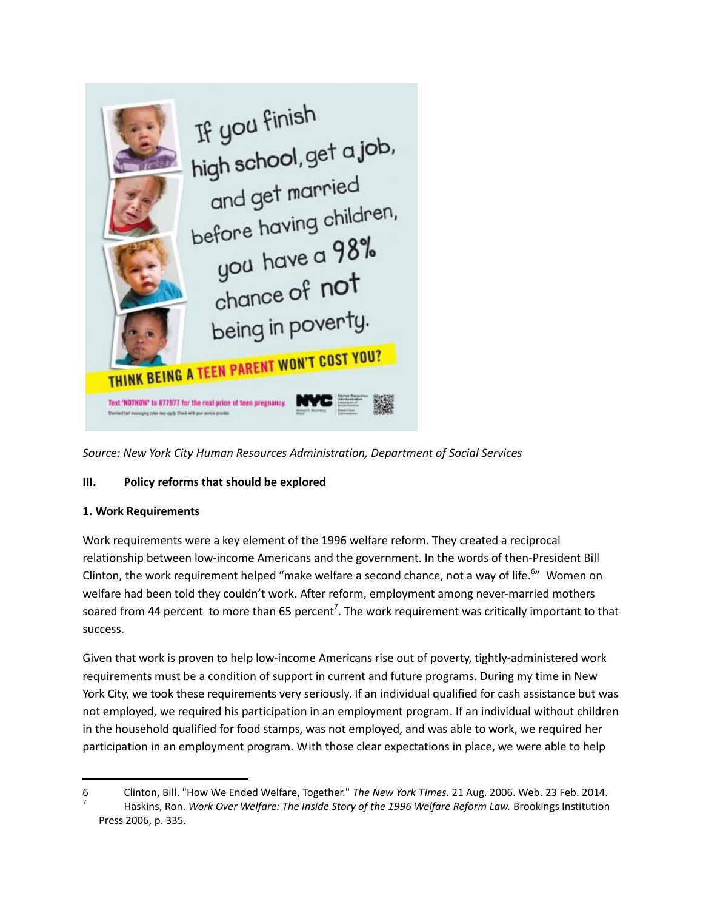*Source: New York City Human Resources Administration, Department of Social Services*

**III. Policy reforms that should be explored**

**1. Work Requirements**

Work requirements were a key element of the 1996 welfare reform. They created a reciprocal relationship between low-income Americans and the government. In the words of then-President Bill Clinton, the work requirement helped "make welfare a second chance, not a way of life.[6]" Women on welfare had been told they couldn't work. After reform, employment among never-married mothers soared from 44 percent to more than 65 percent[7]. The work requirement was critically important to that success.

Given that work is proven to help low-income Americans rise out of poverty, tightly-administered work requirements must be a condition of support in current and future programs. During my time in New York City, we took these requirements very seriously. If an individual qualified for cash assistance but was not employed, we required his participation in an employment program. If an individual without children in the household qualified for food stamps, was not employed, and was able to work, we required her participation in an employment program. With those clear expectations in place, we were able to help

---

6 Clinton, Bill. "How We Ended Welfare, Together." *The New York Times*. 21 Aug. 2006. Web. 23 Feb. 2014.

7 Haskins, Ron. *Work Over Welfare: The Inside Story of the 1996 Welfare Reform Law.* Brookings Institution Press 2006, p. 335.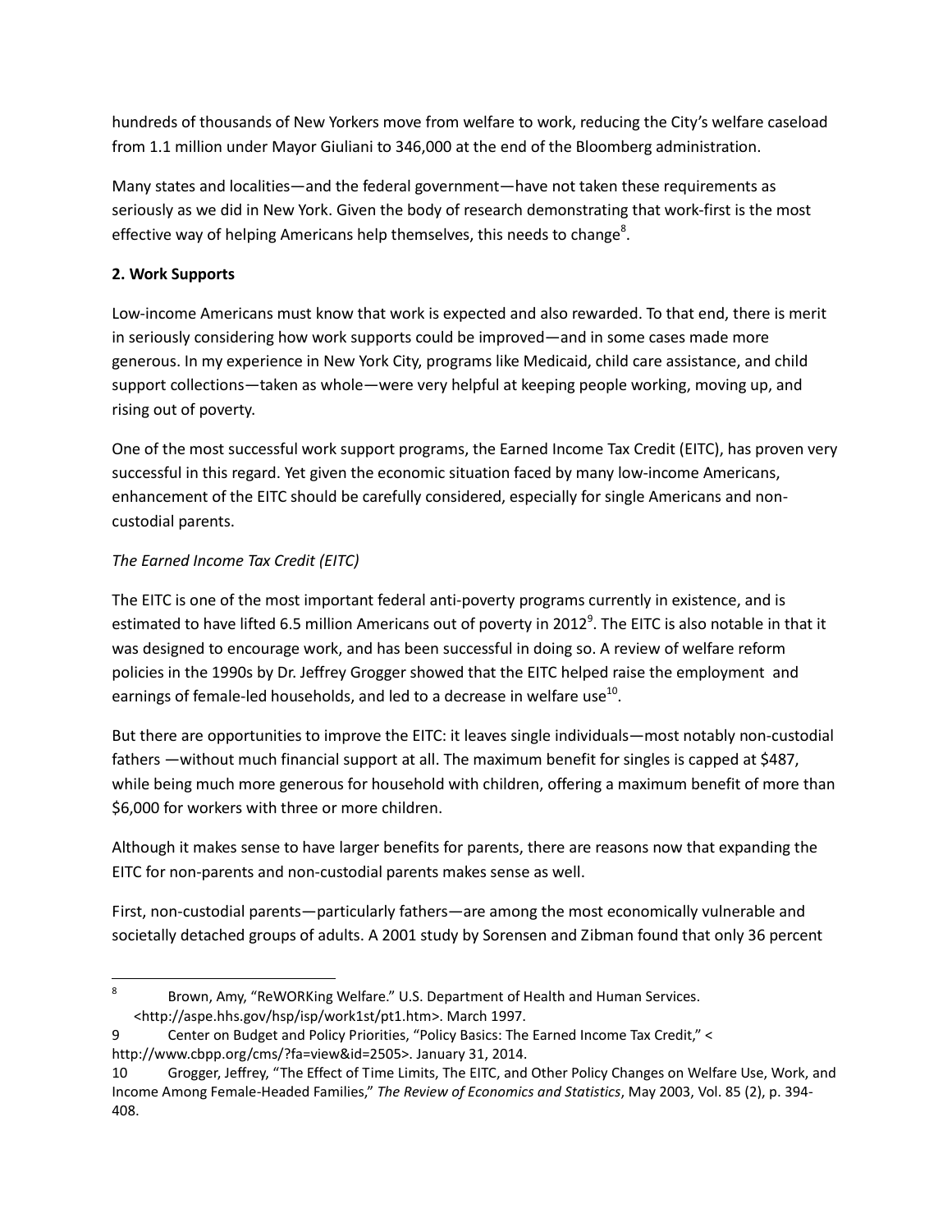hundreds of thousands of New Yorkers move from welfare to work, reducing the City's welfare caseload from 1.1 million under Mayor Giuliani to 346,000 at the end of the Bloomberg administration.

Many states and localities—and the federal government—have not taken these requirements as seriously as we did in New York. Given the body of research demonstrating that work-first is the most effective way of helping Americans help themselves, this needs to change[8].

**2. Work Supports**

Low-income Americans must know that work is expected and also rewarded. To that end, there is merit in seriously considering how work supports could be improved—and in some cases made more generous. In my experience in New York City, programs like Medicaid, child care assistance, and child support collections—taken as whole—were very helpful at keeping people working, moving up, and rising out of poverty.

One of the most successful work support programs, the Earned Income Tax Credit (EITC), has proven very successful in this regard. Yet given the economic situation faced by many low-income Americans, enhancement of the EITC should be carefully considered, especially for single Americans and non-custodial parents.

*The Earned Income Tax Credit (EITC)*

The EITC is one of the most important federal anti-poverty programs currently in existence, and is estimated to have lifted 6.5 million Americans out of poverty in 2012[9]. The EITC is also notable in that it was designed to encourage work, and has been successful in doing so. A review of welfare reform policies in the 1990s by Dr. Jeffrey Grogger showed that the EITC helped raise the employment and earnings of female-led households, and led to a decrease in welfare use[10].

But there are opportunities to improve the EITC: it leaves single individuals—most notably non-custodial fathers —without much financial support at all. The maximum benefit for singles is capped at $487, while being much more generous for household with children, offering a maximum benefit of more than $6,000 for workers with three or more children.

Although it makes sense to have larger benefits for parents, there are reasons now that expanding the EITC for non-parents and non-custodial parents makes sense as well.

First, non-custodial parents—particularly fathers—are among the most economically vulnerable and societally detached groups of adults. A 2001 study by Sorensen and Zibman found that only 36 percent

---

8 Brown, Amy, "ReWORKing Welfare." U.S. Department of Health and Human Services. <http://aspe.hhs.gov/hsp/isp/work1st/pt1.htm>. March 1997.

9 Center on Budget and Policy Priorities, "Policy Basics: The Earned Income Tax Credit," < http://www.cbpp.org/cms/?fa=view&id=2505>. January 31, 2014.

10 Grogger, Jeffrey, "The Effect of Time Limits, The EITC, and Other Policy Changes on Welfare Use, Work, and Income Among Female-Headed Families," *The Review of Economics and Statistics*, May 2003, Vol. 85 (2), p. 394-408.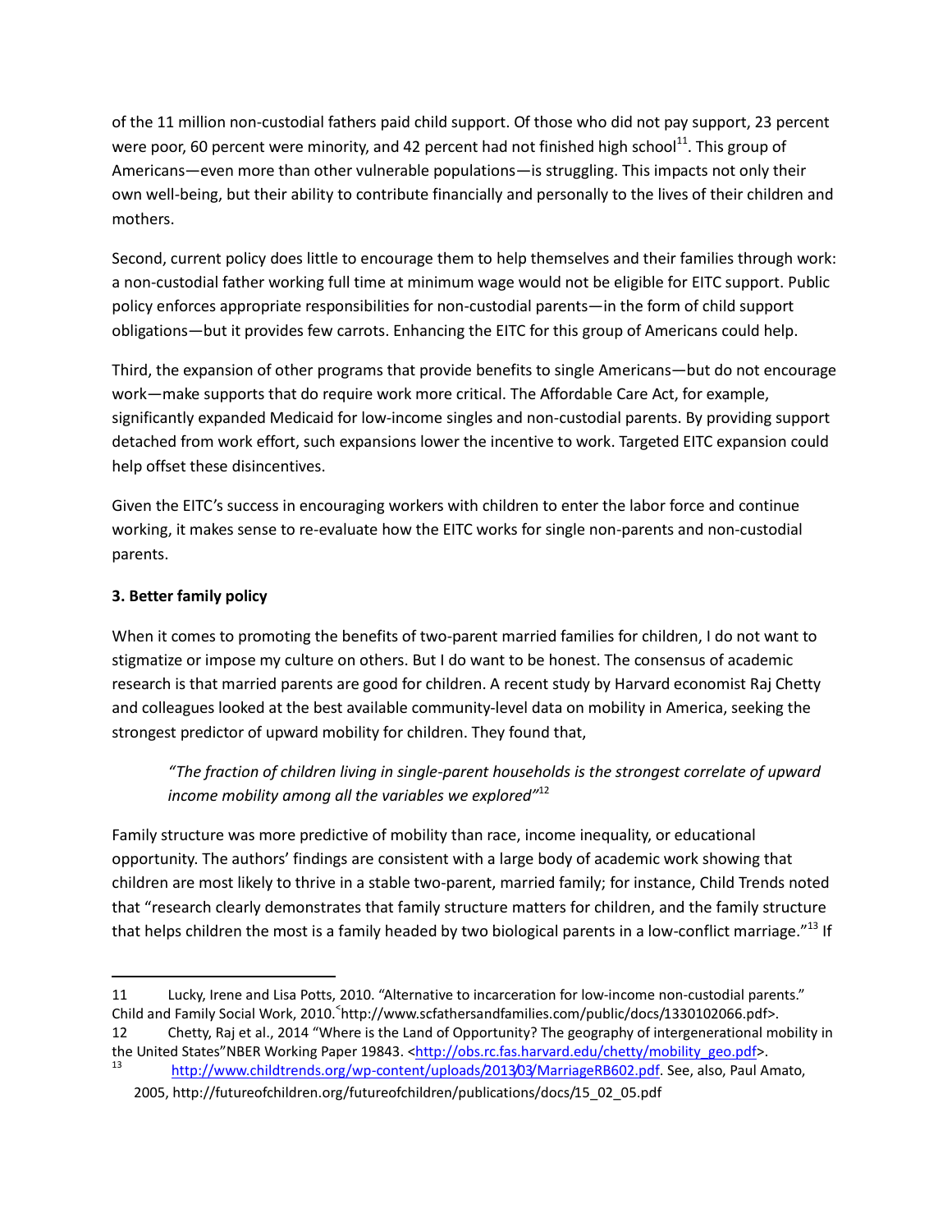of the 11 million non-custodial fathers paid child support. Of those who did not pay support, 23 percent were poor, 60 percent were minority, and 42 percent had not finished high school[11]. This group of Americans—even more than other vulnerable populations—is struggling. This impacts not only their own well-being, but their ability to contribute financially and personally to the lives of their children and mothers.

Second, current policy does little to encourage them to help themselves and their families through work: a non-custodial father working full time at minimum wage would not be eligible for EITC support. Public policy enforces appropriate responsibilities for non-custodial parents—in the form of child support obligations—but it provides few carrots. Enhancing the EITC for this group of Americans could help.

Third, the expansion of other programs that provide benefits to single Americans—but do not encourage work—make supports that do require work more critical. The Affordable Care Act, for example, significantly expanded Medicaid for low-income singles and non-custodial parents. By providing support detached from work effort, such expansions lower the incentive to work. Targeted EITC expansion could help offset these disincentives.

Given the EITC's success in encouraging workers with children to enter the labor force and continue working, it makes sense to re-evaluate how the EITC works for single non-parents and non-custodial parents.

**3. Better family policy**

When it comes to promoting the benefits of two-parent married families for children, I do not want to stigmatize or impose my culture on others. But I do want to be honest. The consensus of academic research is that married parents are good for children. A recent study by Harvard economist Raj Chetty and colleagues looked at the best available community-level data on mobility in America, seeking the strongest predictor of upward mobility for children. They found that,

> *"The fraction of children living in single-parent households is the strongest correlate of upward income mobility among all the variables we explored"*[12]

Family structure was more predictive of mobility than race, income inequality, or educational opportunity. The authors' findings are consistent with a large body of academic work showing that children are most likely to thrive in a stable two-parent, married family; for instance, Child Trends noted that "research clearly demonstrates that family structure matters for children, and the family structure that helps children the most is a family headed by two biological parents in a low-conflict marriage."[13] If

---

11 Lucky, Irene and Lisa Potts, 2010. "Alternative to incarceration for low-income non-custodial parents." Child and Family Social Work, 2010.<http://www.scfathersandfamilies.com/public/docs/1330102066.pdf>.

12 Chetty, Raj et al., 2014 "Where is the Land of Opportunity? The geography of intergenerational mobility in the United States" NBER Working Paper 19843. <http://obs.rc.fas.harvard.edu/chetty/mobility_geo.pdf>.

13 http://www.childtrends.org/wp-content/uploads/2013/03/MarriageRB602.pdf. See, also, Paul Amato, 2005, http://futureofchildren.org/futureofchildren/publications/docs/15_02_05.pdf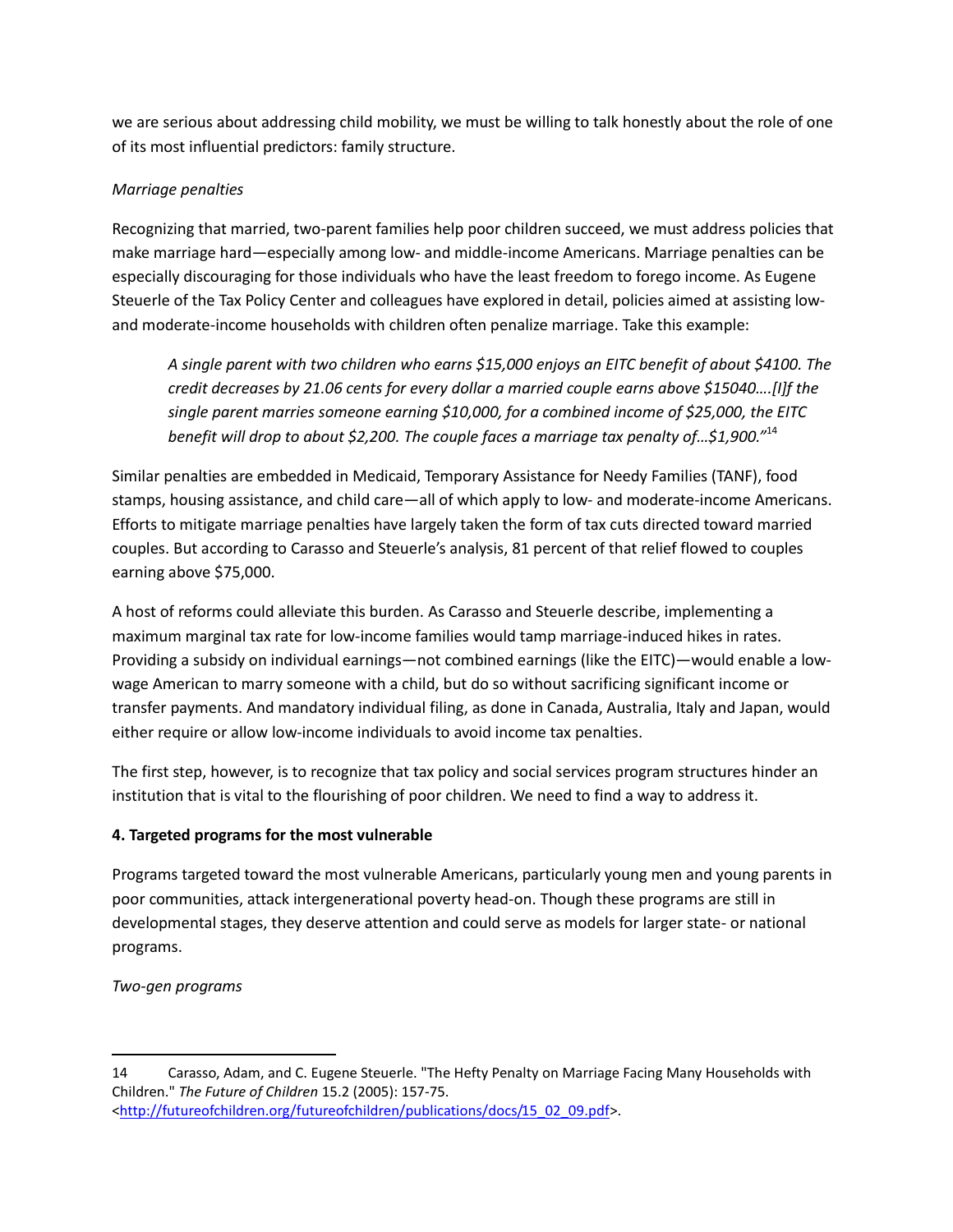we are serious about addressing child mobility, we must be willing to talk honestly about the role of one of its most influential predictors: family structure.

*Marriage penalties*

Recognizing that married, two-parent families help poor children succeed, we must address policies that make marriage hard—especially among low- and middle-income Americans. Marriage penalties can be especially discouraging for those individuals who have the least freedom to forego income. As Eugene Steuerle of the Tax Policy Center and colleagues have explored in detail, policies aimed at assisting low- and moderate-income households with children often penalize marriage. Take this example:

> *A single parent with two children who earns $15,000 enjoys an EITC benefit of about $4100. The credit decreases by 21.06 cents for every dollar a married couple earns above $15040….[I]f the single parent marries someone earning $10,000, for a combined income of $25,000, the EITC benefit will drop to about $2,200. The couple faces a marriage tax penalty of…$1,900."*[14]

Similar penalties are embedded in Medicaid, Temporary Assistance for Needy Families (TANF), food stamps, housing assistance, and child care—all of which apply to low- and moderate-income Americans. Efforts to mitigate marriage penalties have largely taken the form of tax cuts directed toward married couples. But according to Carasso and Steuerle's analysis, 81 percent of that relief flowed to couples earning above $75,000.

A host of reforms could alleviate this burden. As Carasso and Steuerle describe, implementing a maximum marginal tax rate for low-income families would tamp marriage-induced hikes in rates. Providing a subsidy on individual earnings—not combined earnings (like the EITC)—would enable a low-wage American to marry someone with a child, but do so without sacrificing significant income or transfer payments. And mandatory individual filing, as done in Canada, Australia, Italy and Japan, would either require or allow low-income individuals to avoid income tax penalties.

The first step, however, is to recognize that tax policy and social services program structures hinder an institution that is vital to the flourishing of poor children. We need to find a way to address it.

**4. Targeted programs for the most vulnerable**

Programs targeted toward the most vulnerable Americans, particularly young men and young parents in poor communities, attack intergenerational poverty head-on. Though these programs are still in developmental stages, they deserve attention and could serve as models for larger state- or national programs.

*Two-gen programs*

---

14 Carasso, Adam, and C. Eugene Steuerle. "The Hefty Penalty on Marriage Facing Many Households with Children." *The Future of Children* 15.2 (2005): 157-75. <http://futureofchildren.org/futureofchildren/publications/docs/15_02_09.pdf>.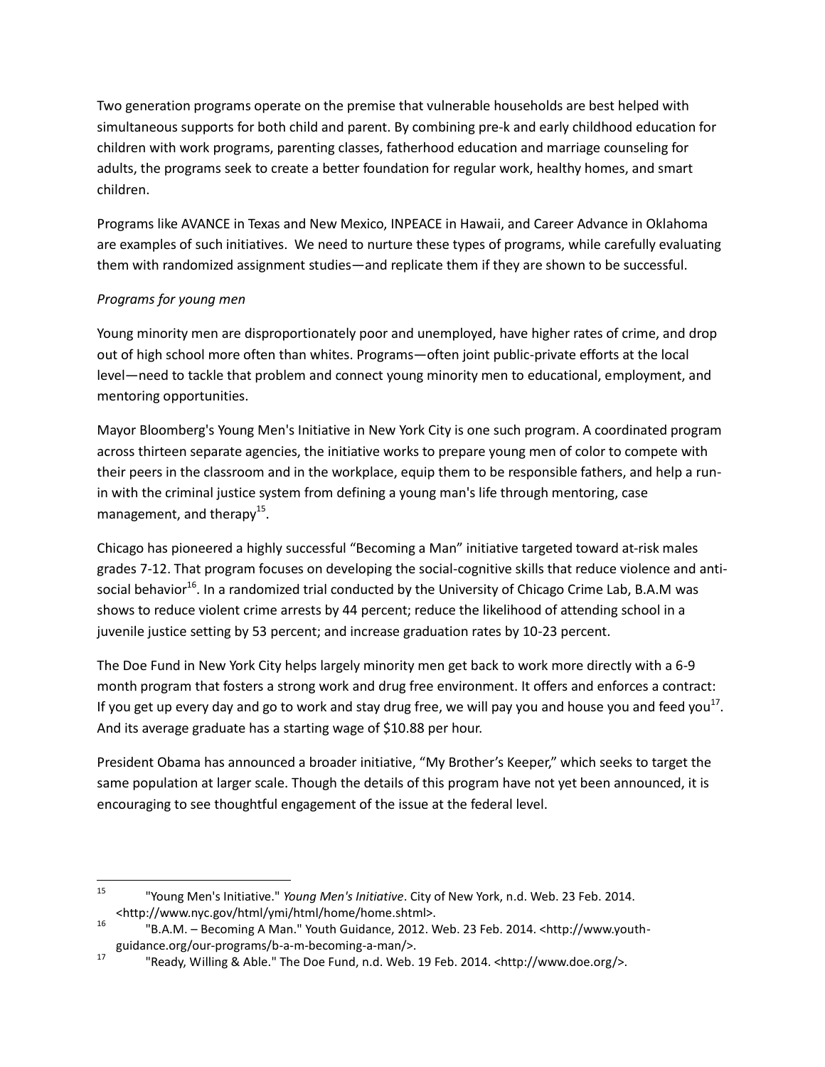Two generation programs operate on the premise that vulnerable households are best helped with simultaneous supports for both child and parent. By combining pre-k and early childhood education for children with work programs, parenting classes, fatherhood education and marriage counseling for adults, the programs seek to create a better foundation for regular work, healthy homes, and smart children.

Programs like AVANCE in Texas and New Mexico, INPEACE in Hawaii, and Career Advance in Oklahoma are examples of such initiatives. We need to nurture these types of programs, while carefully evaluating them with randomized assignment studies—and replicate them if they are shown to be successful.

*Programs for young men*

Young minority men are disproportionately poor and unemployed, have higher rates of crime, and drop out of high school more often than whites. Programs—often joint public-private efforts at the local level—need to tackle that problem and connect young minority men to educational, employment, and mentoring opportunities.

Mayor Bloomberg's Young Men's Initiative in New York City is one such program. A coordinated program across thirteen separate agencies, the initiative works to prepare young men of color to compete with their peers in the classroom and in the workplace, equip them to be responsible fathers, and help a run-in with the criminal justice system from defining a young man's life through mentoring, case management, and therapy[15].

Chicago has pioneered a highly successful "Becoming a Man" initiative targeted toward at-risk males grades 7-12. That program focuses on developing the social-cognitive skills that reduce violence and anti-social behavior[16]. In a randomized trial conducted by the University of Chicago Crime Lab, B.A.M was shows to reduce violent crime arrests by 44 percent; reduce the likelihood of attending school in a juvenile justice setting by 53 percent; and increase graduation rates by 10-23 percent.

The Doe Fund in New York City helps largely minority men get back to work more directly with a 6-9 month program that fosters a strong work and drug free environment. It offers and enforces a contract: If you get up every day and go to work and stay drug free, we will pay you and house you and feed you[17]. And its average graduate has a starting wage of $10.88 per hour.

President Obama has announced a broader initiative, "My Brother's Keeper," which seeks to target the same population at larger scale. Though the details of this program have not yet been announced, it is encouraging to see thoughtful engagement of the issue at the federal level.

---

[15] "Young Men's Initiative." *Young Men's Initiative*. City of New York, n.d. Web. 23 Feb. 2014. <http://www.nyc.gov/html/ymi/html/home/home.shtml>.

[16] "B.A.M. – Becoming A Man." Youth Guidance, 2012. Web. 23 Feb. 2014. <http://www.youth-guidance.org/our-programs/b-a-m-becoming-a-man/>.

[17] "Ready, Willing & Able." The Doe Fund, n.d. Web. 19 Feb. 2014. <http://www.doe.org/>.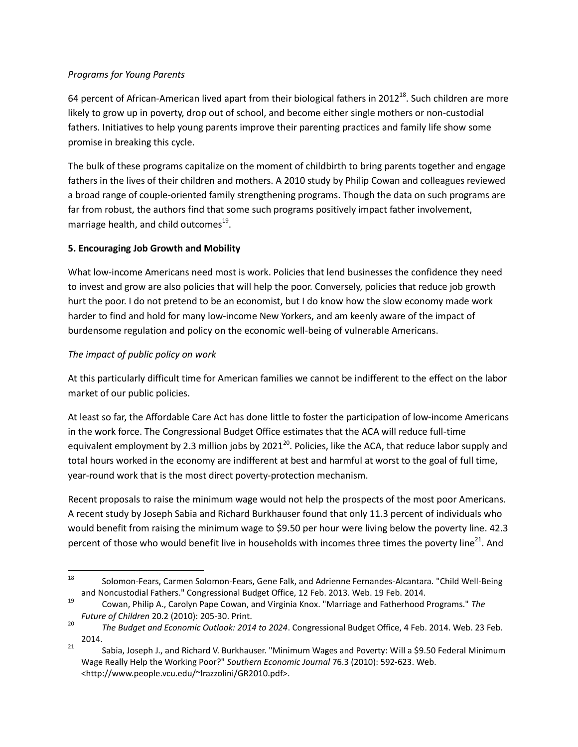*Programs for Young Parents*

64 percent of African-American lived apart from their biological fathers in 2012[18]. Such children are more likely to grow up in poverty, drop out of school, and become either single mothers or non-custodial fathers. Initiatives to help young parents improve their parenting practices and family life show some promise in breaking this cycle.

The bulk of these programs capitalize on the moment of childbirth to bring parents together and engage fathers in the lives of their children and mothers. A 2010 study by Philip Cowan and colleagues reviewed a broad range of couple-oriented family strengthening programs. Though the data on such programs are far from robust, the authors find that some such programs positively impact father involvement, marriage health, and child outcomes[19].

**5. Encouraging Job Growth and Mobility**

What low-income Americans need most is work. Policies that lend businesses the confidence they need to invest and grow are also policies that will help the poor. Conversely, policies that reduce job growth hurt the poor. I do not pretend to be an economist, but I do know how the slow economy made work harder to find and hold for many low-income New Yorkers, and am keenly aware of the impact of burdensome regulation and policy on the economic well-being of vulnerable Americans.

*The impact of public policy on work*

At this particularly difficult time for American families we cannot be indifferent to the effect on the labor market of our public policies.

At least so far, the Affordable Care Act has done little to foster the participation of low-income Americans in the work force. The Congressional Budget Office estimates that the ACA will reduce full-time equivalent employment by 2.3 million jobs by 2021[20]. Policies, like the ACA, that reduce labor supply and total hours worked in the economy are indifferent at best and harmful at worst to the goal of full time, year-round work that is the most direct poverty-protection mechanism.

Recent proposals to raise the minimum wage would not help the prospects of the most poor Americans. A recent study by Joseph Sabia and Richard Burkhauser found that only 11.3 percent of individuals who would benefit from raising the minimum wage to $9.50 per hour were living below the poverty line. 42.3 percent of those who would benefit live in households with incomes three times the poverty line[21]. And

---

[18] Solomon-Fears, Carmen Solomon-Fears, Gene Falk, and Adrienne Fernandes-Alcantara. "Child Well-Being and Noncustodial Fathers." Congressional Budget Office, 12 Feb. 2013. Web. 19 Feb. 2014.

[19] Cowan, Philip A., Carolyn Pape Cowan, and Virginia Knox. "Marriage and Fatherhood Programs." *The Future of Children* 20.2 (2010): 205-30. Print.

[20] *The Budget and Economic Outlook: 2014 to 2024*. Congressional Budget Office, 4 Feb. 2014. Web. 23 Feb. 2014.

[21] Sabia, Joseph J., and Richard V. Burkhauser. "Minimum Wages and Poverty: Will a $9.50 Federal Minimum Wage Really Help the Working Poor?" *Southern Economic Journal* 76.3 (2010): 592-623. Web. <http://www.people.vcu.edu/~lrazzolini/GR2010.pdf>.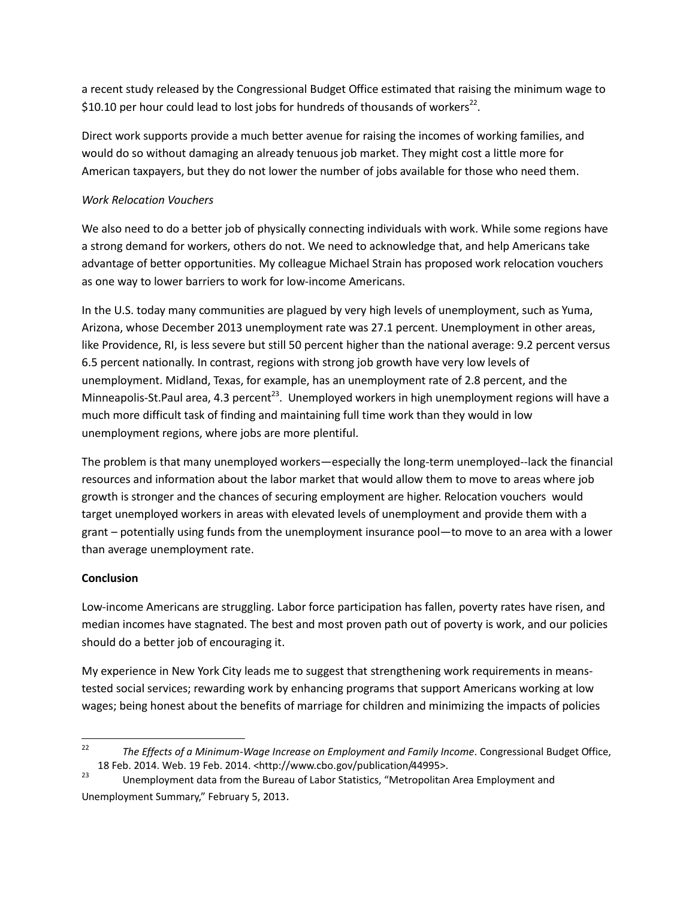a recent study released by the Congressional Budget Office estimated that raising the minimum wage to $10.10 per hour could lead to lost jobs for hundreds of thousands of workers[22].

Direct work supports provide a much better avenue for raising the incomes of working families, and would do so without damaging an already tenuous job market. They might cost a little more for American taxpayers, but they do not lower the number of jobs available for those who need them.

*Work Relocation Vouchers*

We also need to do a better job of physically connecting individuals with work. While some regions have a strong demand for workers, others do not. We need to acknowledge that, and help Americans take advantage of better opportunities. My colleague Michael Strain has proposed work relocation vouchers as one way to lower barriers to work for low-income Americans.

In the U.S. today many communities are plagued by very high levels of unemployment, such as Yuma, Arizona, whose December 2013 unemployment rate was 27.1 percent. Unemployment in other areas, like Providence, RI, is less severe but still 50 percent higher than the national average: 9.2 percent versus 6.5 percent nationally. In contrast, regions with strong job growth have very low levels of unemployment. Midland, Texas, for example, has an unemployment rate of 2.8 percent, and the Minneapolis-St.Paul area, 4.3 percent[23]. Unemployed workers in high unemployment regions will have a much more difficult task of finding and maintaining full time work than they would in low unemployment regions, where jobs are more plentiful.

The problem is that many unemployed workers—especially the long-term unemployed--lack the financial resources and information about the labor market that would allow them to move to areas where job growth is stronger and the chances of securing employment are higher. Relocation vouchers would target unemployed workers in areas with elevated levels of unemployment and provide them with a grant – potentially using funds from the unemployment insurance pool—to move to an area with a lower than average unemployment rate.

**Conclusion**

Low-income Americans are struggling. Labor force participation has fallen, poverty rates have risen, and median incomes have stagnated. The best and most proven path out of poverty is work, and our policies should do a better job of encouraging it.

My experience in New York City leads me to suggest that strengthening work requirements in means-tested social services; rewarding work by enhancing programs that support Americans working at low wages; being honest about the benefits of marriage for children and minimizing the impacts of policies

---

[22] *The Effects of a Minimum-Wage Increase on Employment and Family Income*. Congressional Budget Office, 18 Feb. 2014. Web. 19 Feb. 2014. <http://www.cbo.gov/publication/44995>.

[23] Unemployment data from the Bureau of Labor Statistics, "Metropolitan Area Employment and Unemployment Summary," February 5, 2013.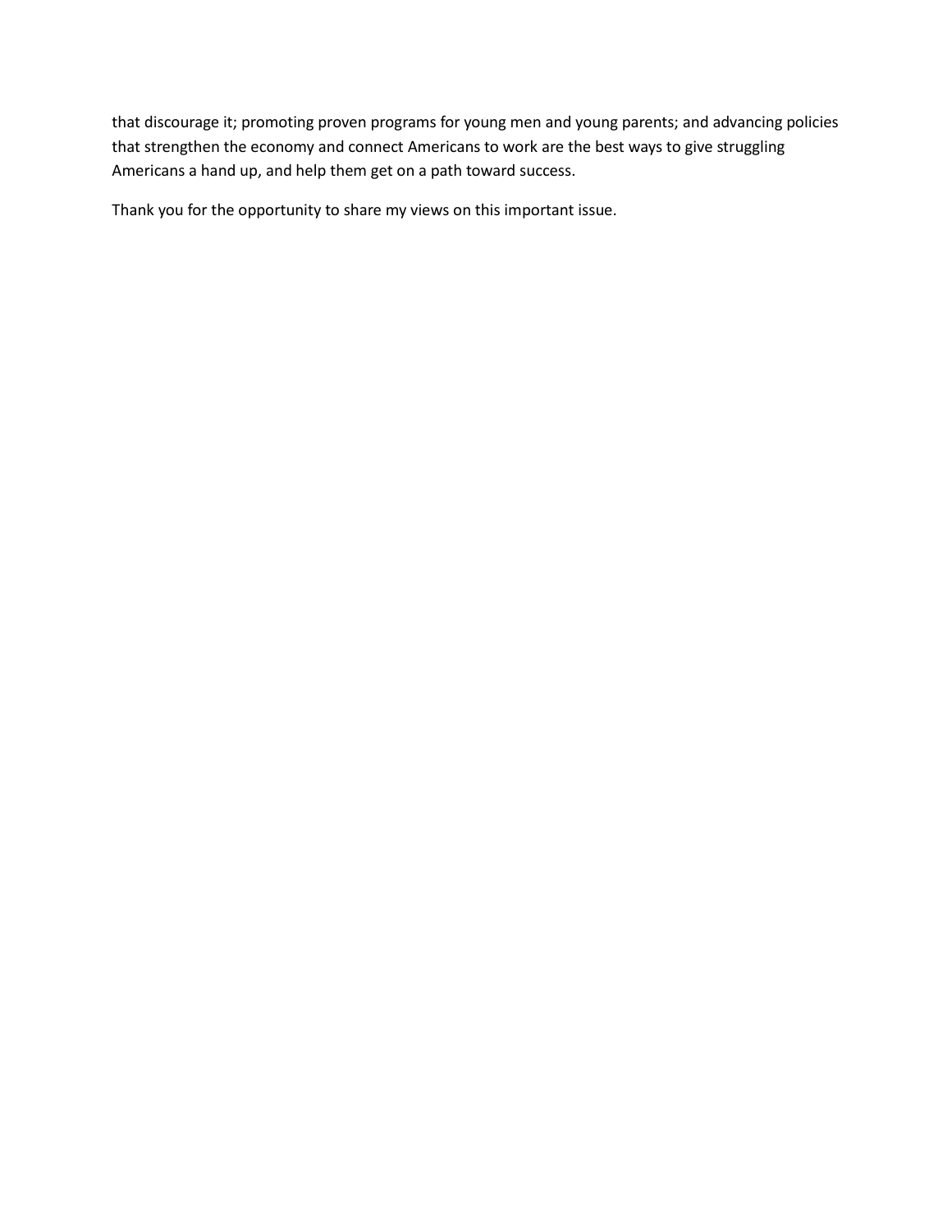that discourage it; promoting proven programs for young men and young parents; and advancing policies that strengthen the economy and connect Americans to work are the best ways to give struggling Americans a hand up, and help them get on a path toward success.

Thank you for the opportunity to share my views on this important issue.